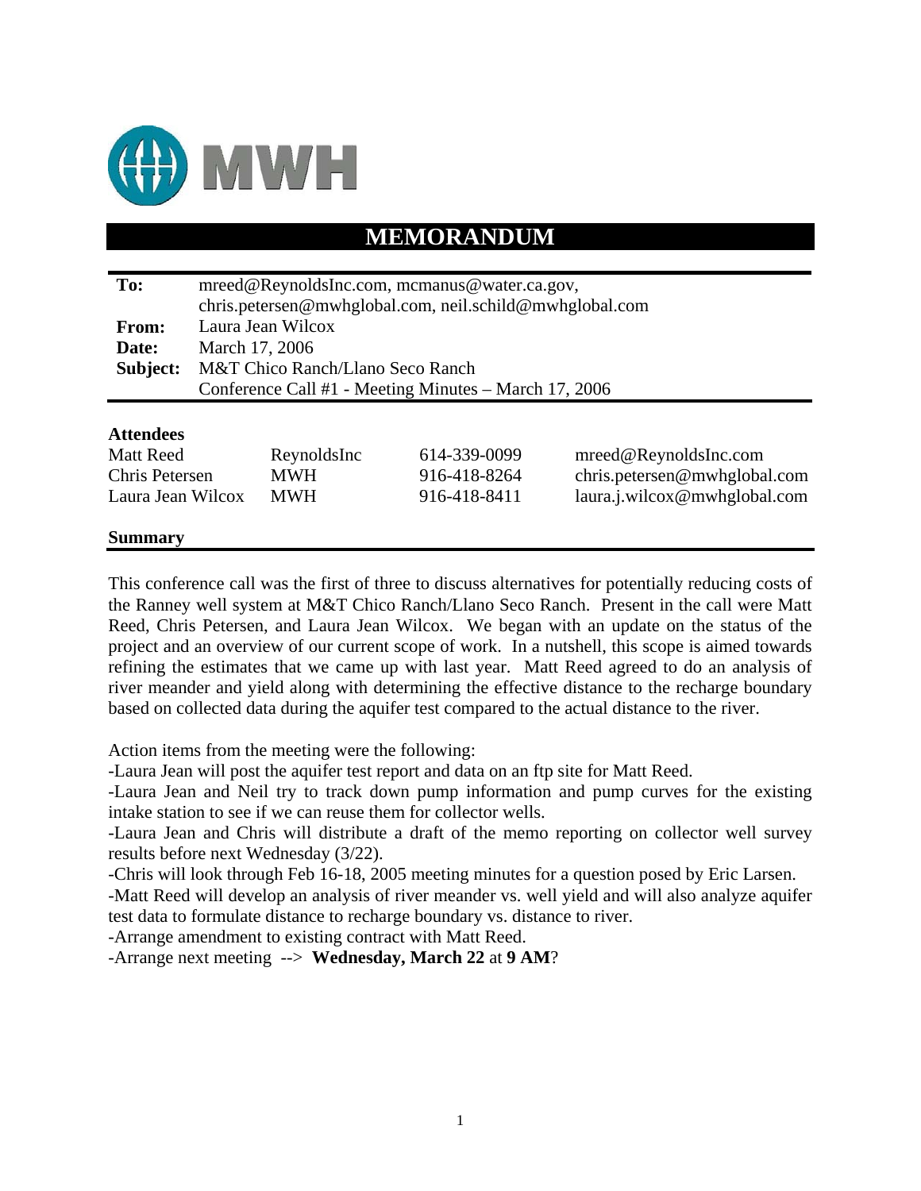MWH

# MEMORANDUM

| | |
|---|---|
| **To:** | mreed@ReynoldsInc.com, mcmanus@water.ca.gov, chris.petersen@mwhglobal.com, neil.schild@mwhglobal.com |
| **From:** | Laura Jean Wilcox |
| **Date:** | March 17, 2006 |
| **Subject:** | M&T Chico Ranch/Llano Seco Ranch<br>Conference Call #1 - Meeting Minutes – March 17, 2006 |

**Attendees**

| | | | |
|---|---|---|---|
| Matt Reed | ReynoldsInc | 614-339-0099 | mreed@ReynoldsInc.com |
| Chris Petersen | MWH | 916-418-8264 | chris.petersen@mwhglobal.com |
| Laura Jean Wilcox | MWH | 916-418-8411 | laura.j.wilcox@mwhglobal.com |

**Summary**

This conference call was the first of three to discuss alternatives for potentially reducing costs of the Ranney well system at M&T Chico Ranch/Llano Seco Ranch. Present in the call were Matt Reed, Chris Petersen, and Laura Jean Wilcox. We began with an update on the status of the project and an overview of our current scope of work. In a nutshell, this scope is aimed towards refining the estimates that we came up with last year. Matt Reed agreed to do an analysis of river meander and yield along with determining the effective distance to the recharge boundary based on collected data during the aquifer test compared to the actual distance to the river.

Action items from the meeting were the following:

-Laura Jean will post the aquifer test report and data on an ftp site for Matt Reed.

-Laura Jean and Neil try to track down pump information and pump curves for the existing intake station to see if we can reuse them for collector wells.

-Laura Jean and Chris will distribute a draft of the memo reporting on collector well survey results before next Wednesday (3/22).

-Chris will look through Feb 16-18, 2005 meeting minutes for a question posed by Eric Larsen.

-Matt Reed will develop an analysis of river meander vs. well yield and will also analyze aquifer test data to formulate distance to recharge boundary vs. distance to river.

-Arrange amendment to existing contract with Matt Reed.

-Arrange next meeting --> **Wednesday, March 22** at **9 AM**?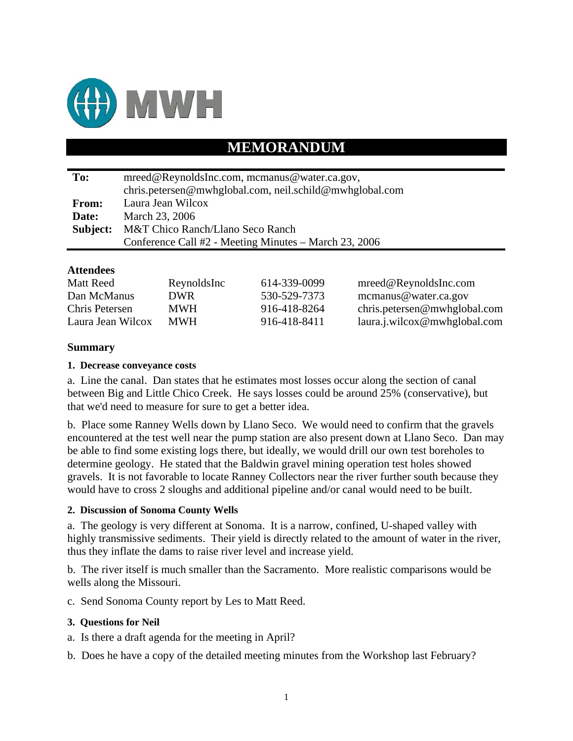MWH

# MEMORANDUM

| | |
|---|---|
| **To:** | mreed@ReynoldsInc.com, mcmanus@water.ca.gov, chris.petersen@mwhglobal.com, neil.schild@mwhglobal.com |
| **From:** | Laura Jean Wilcox |
| **Date:** | March 23, 2006 |
| **Subject:** | M&T Chico Ranch/Llano Seco Ranch<br>Conference Call #2 - Meeting Minutes – March 23, 2006 |

### Attendees

| | | | |
|---|---|---|---|
| Matt Reed | ReynoldsInc | 614-339-0099 | mreed@ReynoldsInc.com |
| Dan McManus | DWR | 530-529-7373 | mcmanus@water.ca.gov |
| Chris Petersen | MWH | 916-418-8264 | chris.petersen@mwhglobal.com |
| Laura Jean Wilcox | MWH | 916-418-8411 | laura.j.wilcox@mwhglobal.com |

### Summary

#### 1. Decrease conveyance costs

a. Line the canal. Dan states that he estimates most losses occur along the section of canal between Big and Little Chico Creek. He says losses could be around 25% (conservative), but that we'd need to measure for sure to get a better idea.

b. Place some Ranney Wells down by Llano Seco. We would need to confirm that the gravels encountered at the test well near the pump station are also present down at Llano Seco. Dan may be able to find some existing logs there, but ideally, we would drill our own test boreholes to determine geology. He stated that the Baldwin gravel mining operation test holes showed gravels. It is not favorable to locate Ranney Collectors near the river further south because they would have to cross 2 sloughs and additional pipeline and/or canal would need to be built.

#### 2. Discussion of Sonoma County Wells

a. The geology is very different at Sonoma. It is a narrow, confined, U-shaped valley with highly transmissive sediments. Their yield is directly related to the amount of water in the river, thus they inflate the dams to raise river level and increase yield.

b. The river itself is much smaller than the Sacramento. More realistic comparisons would be wells along the Missouri.

c. Send Sonoma County report by Les to Matt Reed.

#### 3. Questions for Neil

a. Is there a draft agenda for the meeting in April?

b. Does he have a copy of the detailed meeting minutes from the Workshop last February?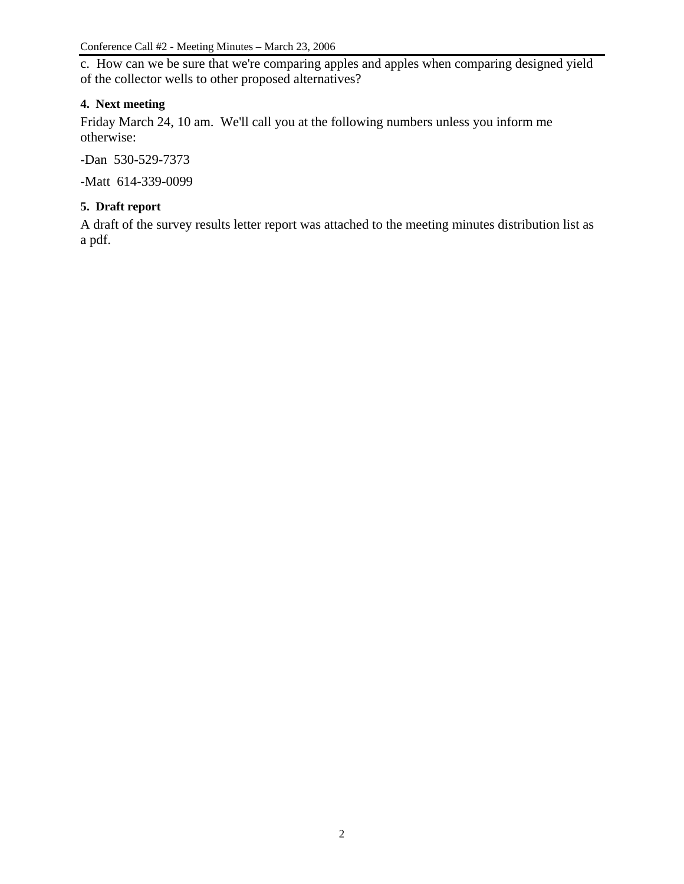c. How can we be sure that we're comparing apples and apples when comparing designed yield of the collector wells to other proposed alternatives?

**4. Next meeting**

Friday March 24, 10 am. We'll call you at the following numbers unless you inform me otherwise:

-Dan 530-529-7373

-Matt 614-339-0099

**5. Draft report**

A draft of the survey results letter report was attached to the meeting minutes distribution list as a pdf.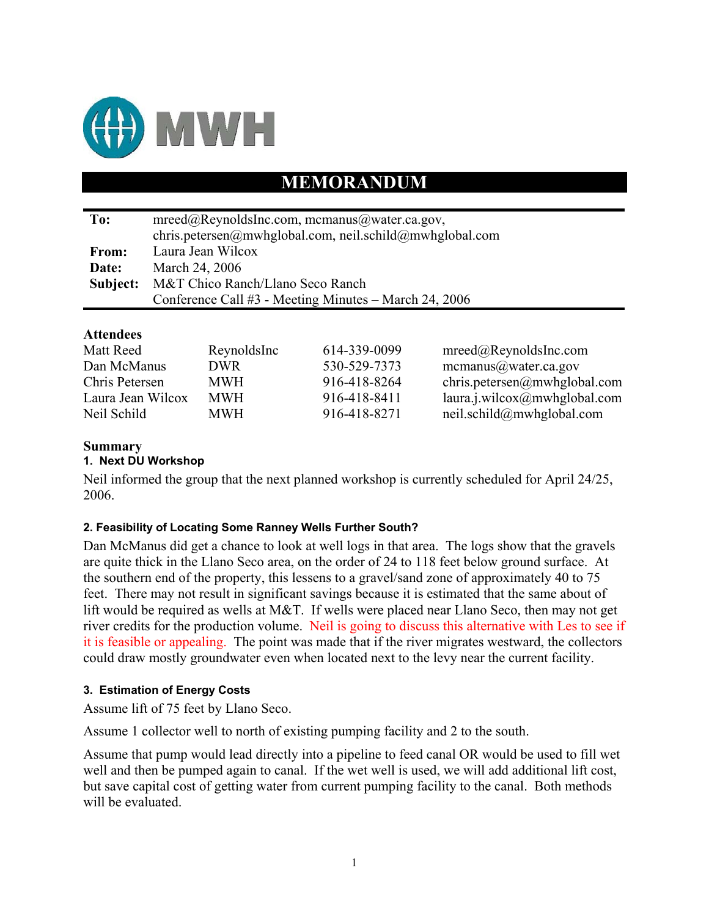MWH

# MEMORANDUM

| | |
|---|---|
| **To:** | mreed@ReynoldsInc.com, mcmanus@water.ca.gov, chris.petersen@mwhglobal.com, neil.schild@mwhglobal.com |
| **From:** | Laura Jean Wilcox |
| **Date:** | March 24, 2006 |
| **Subject:** | M&T Chico Ranch/Llano Seco Ranch<br>Conference Call #3 - Meeting Minutes – March 24, 2006 |

## Attendees

| | | | |
|---|---|---|---|
| Matt Reed | ReynoldsInc | 614-339-0099 | mreed@ReynoldsInc.com |
| Dan McManus | DWR | 530-529-7373 | mcmanus@water.ca.gov |
| Chris Petersen | MWH | 916-418-8264 | chris.petersen@mwhglobal.com |
| Laura Jean Wilcox | MWH | 916-418-8411 | laura.j.wilcox@mwhglobal.com |
| Neil Schild | MWH | 916-418-8271 | neil.schild@mwhglobal.com |

## Summary

### 1. Next DU Workshop

Neil informed the group that the next planned workshop is currently scheduled for April 24/25, 2006.

### 2. Feasibility of Locating Some Ranney Wells Further South?

Dan McManus did get a chance to look at well logs in that area. The logs show that the gravels are quite thick in the Llano Seco area, on the order of 24 to 118 feet below ground surface. At the southern end of the property, this lessens to a gravel/sand zone of approximately 40 to 75 feet. There may not result in significant savings because it is estimated that the same about of lift would be required as wells at M&T. If wells were placed near Llano Seco, then may not get river credits for the production volume. Neil is going to discuss this alternative with Les to see if it is feasible or appealing. The point was made that if the river migrates westward, the collectors could draw mostly groundwater even when located next to the levy near the current facility.

### 3. Estimation of Energy Costs

Assume lift of 75 feet by Llano Seco.

Assume 1 collector well to north of existing pumping facility and 2 to the south.

Assume that pump would lead directly into a pipeline to feed canal OR would be used to fill wet well and then be pumped again to canal. If the wet well is used, we will add additional lift cost, but save capital cost of getting water from current pumping facility to the canal. Both methods will be evaluated.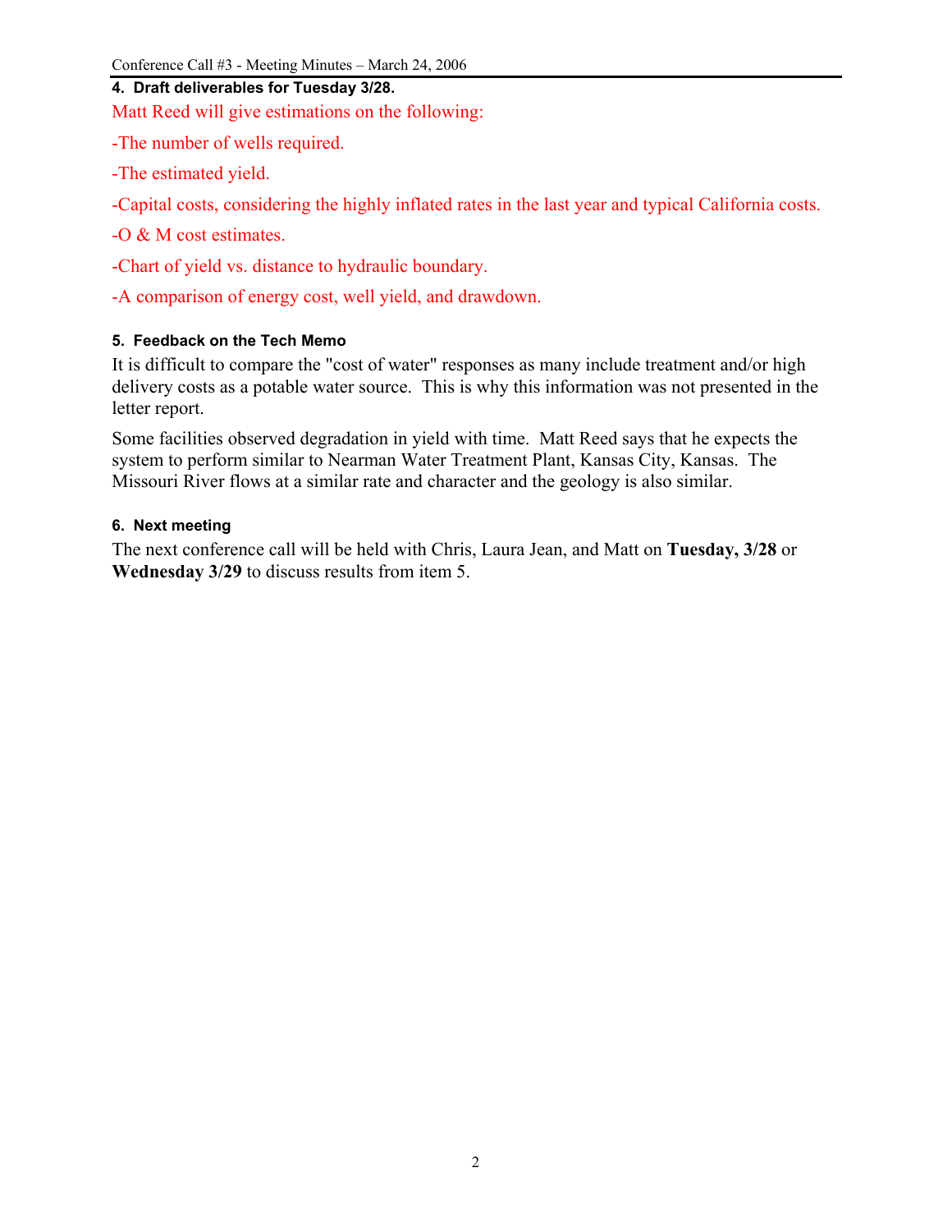**4. Draft deliverables for Tuesday 3/28.**

Matt Reed will give estimations on the following:

-The number of wells required.

-The estimated yield.

-Capital costs, considering the highly inflated rates in the last year and typical California costs.

-O & M cost estimates.

-Chart of yield vs. distance to hydraulic boundary.

-A comparison of energy cost, well yield, and drawdown.

**5. Feedback on the Tech Memo**

It is difficult to compare the "cost of water" responses as many include treatment and/or high delivery costs as a potable water source. This is why this information was not presented in the letter report.

Some facilities observed degradation in yield with time. Matt Reed says that he expects the system to perform similar to Nearman Water Treatment Plant, Kansas City, Kansas. The Missouri River flows at a similar rate and character and the geology is also similar.

**6. Next meeting**

The next conference call will be held with Chris, Laura Jean, and Matt on **Tuesday, 3/28** or **Wednesday 3/29** to discuss results from item 5.